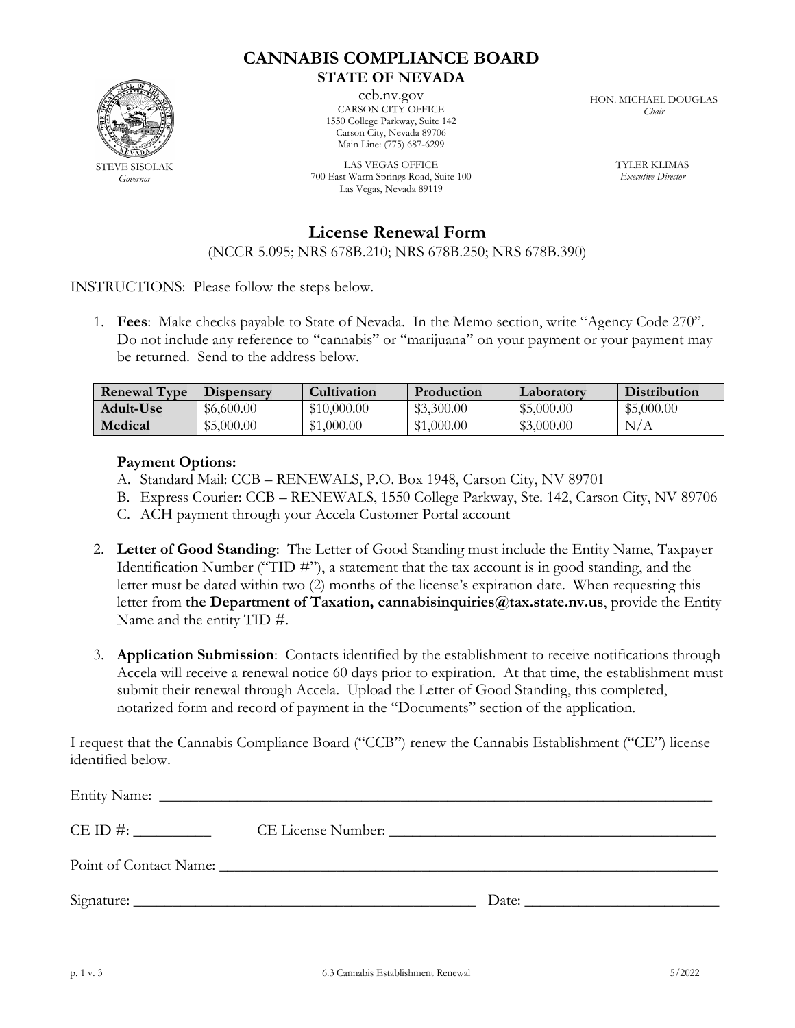# CANNABIS COMPLIANCE BOARD
## STATE OF NEVADA

STEVE SISOLAK
*Governor*

ccb.nv.gov
CARSON CITY OFFICE
1550 College Parkway, Suite 142
Carson City, Nevada 89706
Main Line: (775) 687-6299

LAS VEGAS OFFICE
700 East Warm Springs Road, Suite 100
Las Vegas, Nevada 89119

HON. MICHAEL DOUGLAS
*Chair*

TYLER KLIMAS
*Executive Director*

## License Renewal Form

(NCCR 5.095; NRS 678B.210; NRS 678B.250; NRS 678B.390)

INSTRUCTIONS: Please follow the steps below.

1. **Fees**: Make checks payable to State of Nevada. In the Memo section, write "Agency Code 270". Do not include any reference to "cannabis" or "marijuana" on your payment or your payment may be returned. Send to the address below.

| Renewal Type | Dispensary | Cultivation | Production | Laboratory | Distribution |
|---|---|---|---|---|---|
| **Adult-Use** | $6,600.00 | $10,000.00 | $3,300.00 | $5,000.00 | $5,000.00 |
| **Medical** | $5,000.00 | $1,000.00 | $1,000.00 | $3,000.00 | N/A |

   **Payment Options:**
   A. Standard Mail: CCB – RENEWALS, P.O. Box 1948, Carson City, NV 89701
   B. Express Courier: CCB – RENEWALS, 1550 College Parkway, Ste. 142, Carson City, NV 89706
   C. ACH payment through your Accela Customer Portal account

2. **Letter of Good Standing**: The Letter of Good Standing must include the Entity Name, Taxpayer Identification Number ("TID #"), a statement that the tax account is in good standing, and the letter must be dated within two (2) months of the license's expiration date. When requesting this letter from **the Department of Taxation, cannabisinquiries@tax.state.nv.us**, provide the Entity Name and the entity TID #.

3. **Application Submission**: Contacts identified by the establishment to receive notifications through Accela will receive a renewal notice 60 days prior to expiration. At that time, the establishment must submit their renewal through Accela. Upload the Letter of Good Standing, this completed, notarized form and record of payment in the "Documents" section of the application.

I request that the Cannabis Compliance Board ("CCB") renew the Cannabis Establishment ("CE") license identified below.

Entity Name: ______________________________________________________________________

CE ID #: __________ CE License Number: ___________________________________________

Point of Contact Name: _____________________________________________________________

Signature: ____________________________________________ Date: ________________________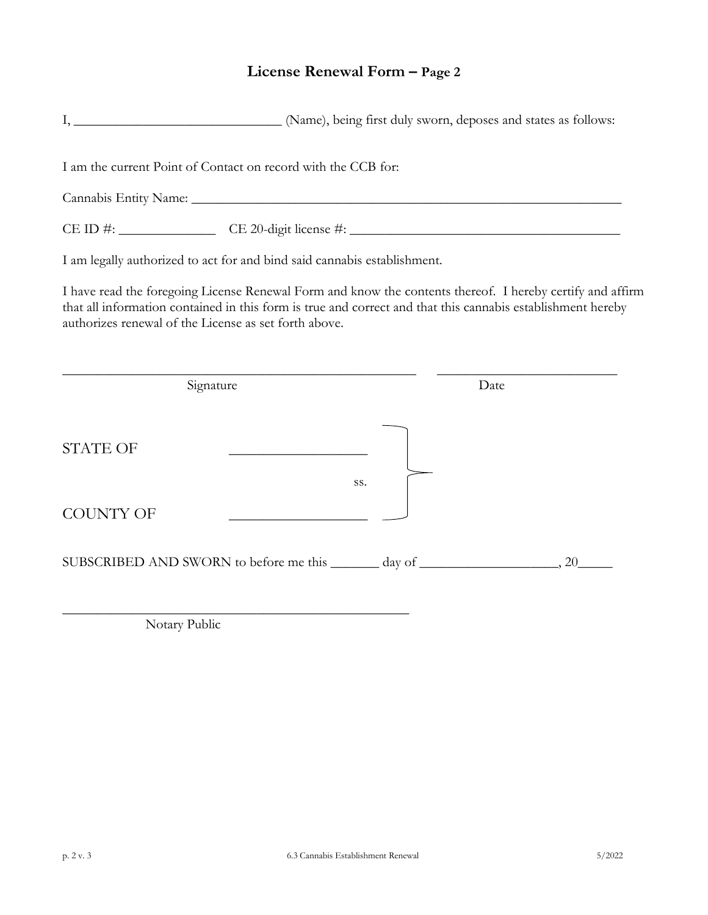# License Renewal Form – Page 2

I, ______________________________ (Name), being first duly sworn, deposes and states as follows:

I am the current Point of Contact on record with the CCB for:

Cannabis Entity Name: ________________________________________________________________

CE ID #: ______________ CE 20-digit license #: ________________________________________

I am legally authorized to act for and bind said cannabis establishment.

I have read the foregoing License Renewal Form and know the contents thereof. I hereby certify and affirm that all information contained in this form is true and correct and that this cannabis establishment hereby authorizes renewal of the License as set forth above.

_____________________________________________________ __________________________

Signature Date

STATE OF __________________

ss.

COUNTY OF __________________

SUBSCRIBED AND SWORN to before me this _______ day of ____________________, 20_____

____________________________________________________

Notary Public